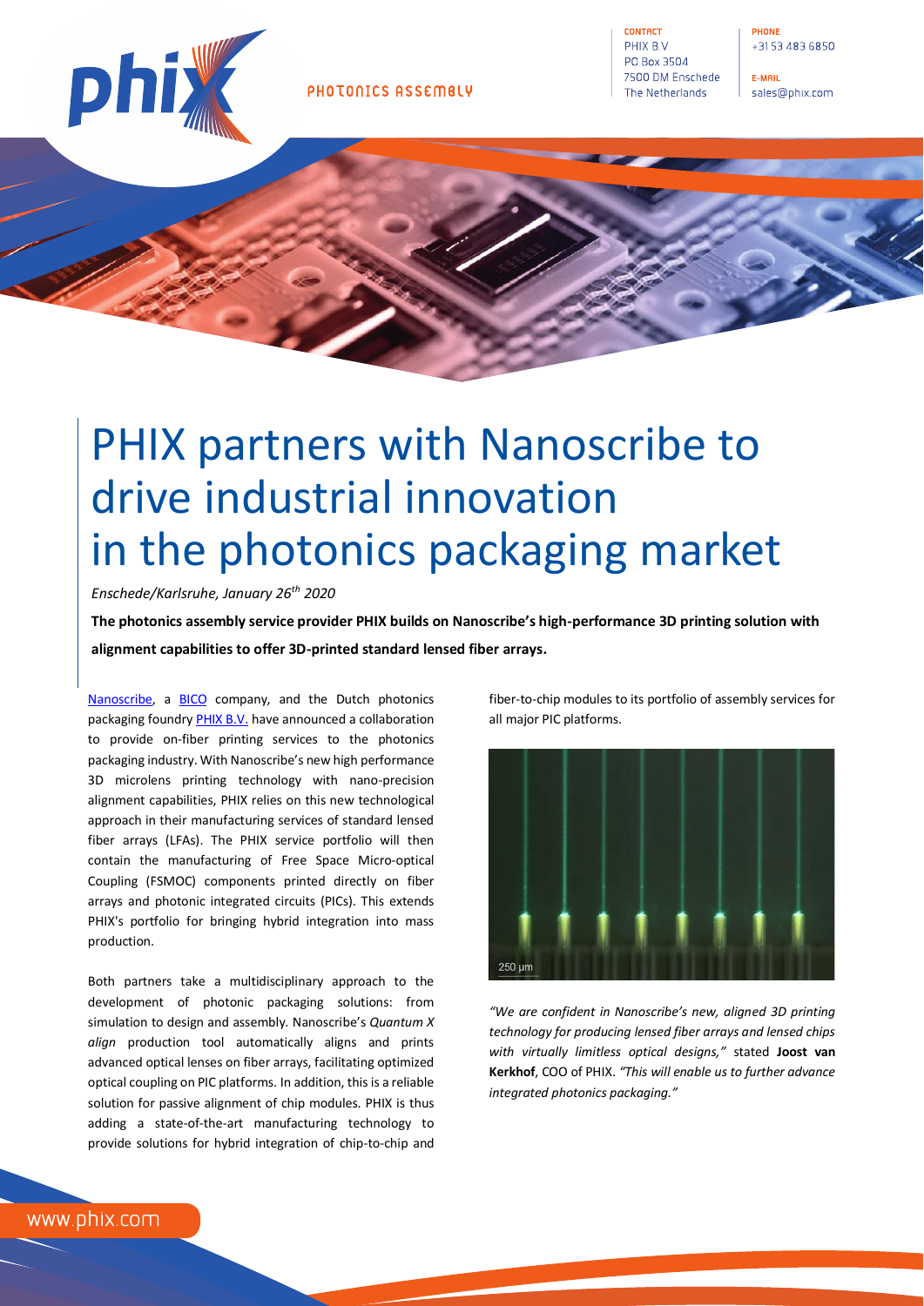PHOTONICS ASSEMBLY

CONTACT
PHIX B.V
PO Box 3504
7500 DM Enschede
The Netherlands

PHONE
+31 53 483 6850

E-MAIL
sales@phix.com

# PHIX partners with Nanoscribe to drive industrial innovation in the photonics packaging market

*Enschede/Karlsruhe, January 26th 2020*

**The photonics assembly service provider PHIX builds on Nanoscribe's high-performance 3D printing solution with alignment capabilities to offer 3D-printed standard lensed fiber arrays.**

Nanoscribe, a BICO company, and the Dutch photonics packaging foundry PHIX B.V. have announced a collaboration to provide on-fiber printing services to the photonics packaging industry. With Nanoscribe's new high performance 3D microlens printing technology with nano-precision alignment capabilities, PHIX relies on this new technological approach in their manufacturing services of standard lensed fiber arrays (LFAs). The PHIX service portfolio will then contain the manufacturing of Free Space Micro-optical Coupling (FSMOC) components printed directly on fiber arrays and photonic integrated circuits (PICs). This extends PHIX's portfolio for bringing hybrid integration into mass production.

Both partners take a multidisciplinary approach to the development of photonic packaging solutions: from simulation to design and assembly. Nanoscribe's *Quantum X align* production tool automatically aligns and prints advanced optical lenses on fiber arrays, facilitating optimized optical coupling on PIC platforms. In addition, this is a reliable solution for passive alignment of chip modules. PHIX is thus adding a state-of-the-art manufacturing technology to provide solutions for hybrid integration of chip-to-chip and fiber-to-chip modules to its portfolio of assembly services for all major PIC platforms.

250 µm

*"We are confident in Nanoscribe's new, aligned 3D printing technology for producing lensed fiber arrays and lensed chips with virtually limitless optical designs,"* stated **Joost van Kerkhof**, COO of PHIX. *"This will enable us to further advance integrated photonics packaging."*

www.phix.com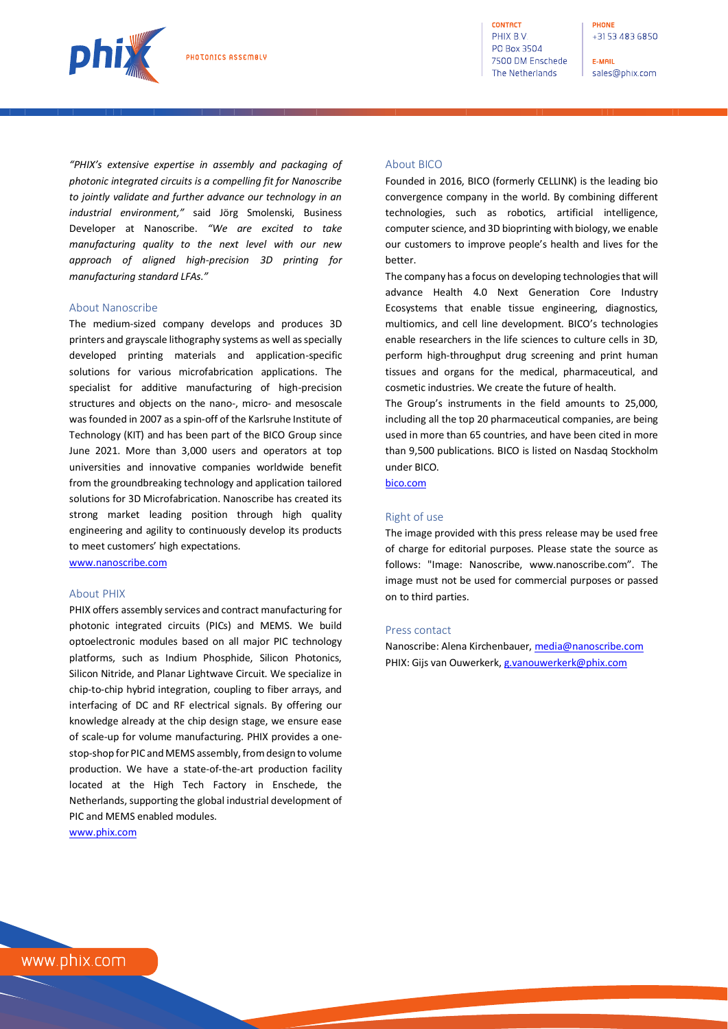*"PHIX's extensive expertise in assembly and packaging of photonic integrated circuits is a compelling fit for Nanoscribe to jointly validate and further advance our technology in an industrial environment,"* said Jörg Smolenski, Business Developer at Nanoscribe. *"We are excited to take manufacturing quality to the next level with our new approach of aligned high-precision 3D printing for manufacturing standard LFAs."*

## About Nanoscribe

The medium-sized company develops and produces 3D printers and grayscale lithography systems as well as specially developed printing materials and application-specific solutions for various microfabrication applications. The specialist for additive manufacturing of high-precision structures and objects on the nano-, micro- and mesoscale was founded in 2007 as a spin-off of the Karlsruhe Institute of Technology (KIT) and has been part of the BICO Group since June 2021. More than 3,000 users and operators at top universities and innovative companies worldwide benefit from the groundbreaking technology and application tailored solutions for 3D Microfabrication. Nanoscribe has created its strong market leading position through high quality engineering and agility to continuously develop its products to meet customers' high expectations.

www.nanoscribe.com

## About PHIX

PHIX offers assembly services and contract manufacturing for photonic integrated circuits (PICs) and MEMS. We build optoelectronic modules based on all major PIC technology platforms, such as Indium Phosphide, Silicon Photonics, Silicon Nitride, and Planar Lightwave Circuit. We specialize in chip-to-chip hybrid integration, coupling to fiber arrays, and interfacing of DC and RF electrical signals. By offering our knowledge already at the chip design stage, we ensure ease of scale-up for volume manufacturing. PHIX provides a one-stop-shop for PIC and MEMS assembly, from design to volume production. We have a state-of-the-art production facility located at the High Tech Factory in Enschede, the Netherlands, supporting the global industrial development of PIC and MEMS enabled modules.

www.phix.com

## About BICO

Founded in 2016, BICO (formerly CELLINK) is the leading bio convergence company in the world. By combining different technologies, such as robotics, artificial intelligence, computer science, and 3D bioprinting with biology, we enable our customers to improve people's health and lives for the better.

The company has a focus on developing technologies that will advance Health 4.0 Next Generation Core Industry Ecosystems that enable tissue engineering, diagnostics, multiomics, and cell line development. BICO's technologies enable researchers in the life sciences to culture cells in 3D, perform high-throughput drug screening and print human tissues and organs for the medical, pharmaceutical, and cosmetic industries. We create the future of health.

The Group's instruments in the field amounts to 25,000, including all the top 20 pharmaceutical companies, are being used in more than 65 countries, and have been cited in more than 9,500 publications. BICO is listed on Nasdaq Stockholm under BICO.

bico.com

## Right of use

The image provided with this press release may be used free of charge for editorial purposes. Please state the source as follows: "Image: Nanoscribe, www.nanoscribe.com". The image must not be used for commercial purposes or passed on to third parties.

## Press contact

Nanoscribe: Alena Kirchenbauer, media@nanoscribe.com
PHIX: Gijs van Ouwerkerk, g.vanouwerkerk@phix.com